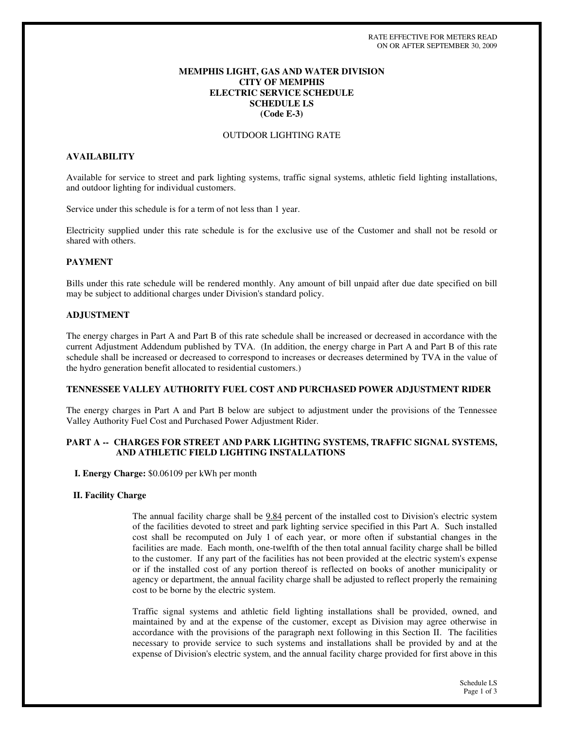RATE EFFECTIVE FOR METERS READ
ON OR AFTER SEPTEMBER 30, 2009

**MEMPHIS LIGHT, GAS AND WATER DIVISION**
**CITY OF MEMPHIS**
**ELECTRIC SERVICE SCHEDULE**
**SCHEDULE LS**
**(Code E-3)**

OUTDOOR LIGHTING RATE

## AVAILABILITY

Available for service to street and park lighting systems, traffic signal systems, athletic field lighting installations, and outdoor lighting for individual customers.

Service under this schedule is for a term of not less than 1 year.

Electricity supplied under this rate schedule is for the exclusive use of the Customer and shall not be resold or shared with others.

## PAYMENT

Bills under this rate schedule will be rendered monthly. Any amount of bill unpaid after due date specified on bill may be subject to additional charges under Division's standard policy.

## ADJUSTMENT

The energy charges in Part A and Part B of this rate schedule shall be increased or decreased in accordance with the current Adjustment Addendum published by TVA. (In addition, the energy charge in Part A and Part B of this rate schedule shall be increased or decreased to correspond to increases or decreases determined by TVA in the value of the hydro generation benefit allocated to residential customers.)

## TENNESSEE VALLEY AUTHORITY FUEL COST AND PURCHASED POWER ADJUSTMENT RIDER

The energy charges in Part A and Part B below are subject to adjustment under the provisions of the Tennessee Valley Authority Fuel Cost and Purchased Power Adjustment Rider.

## PART A -- CHARGES FOR STREET AND PARK LIGHTING SYSTEMS, TRAFFIC SIGNAL SYSTEMS, AND ATHLETIC FIELD LIGHTING INSTALLATIONS

**I. Energy Charge:** $0.06109 per kWh per month

**II. Facility Charge**

The annual facility charge shall be 9.84 percent of the installed cost to Division's electric system of the facilities devoted to street and park lighting service specified in this Part A. Such installed cost shall be recomputed on July 1 of each year, or more often if substantial changes in the facilities are made. Each month, one-twelfth of the then total annual facility charge shall be billed to the customer. If any part of the facilities has not been provided at the electric system's expense or if the installed cost of any portion thereof is reflected on books of another municipality or agency or department, the annual facility charge shall be adjusted to reflect properly the remaining cost to be borne by the electric system.

Traffic signal systems and athletic field lighting installations shall be provided, owned, and maintained by and at the expense of the customer, except as Division may agree otherwise in accordance with the provisions of the paragraph next following in this Section II. The facilities necessary to provide service to such systems and installations shall be provided by and at the expense of Division's electric system, and the annual facility charge provided for first above in this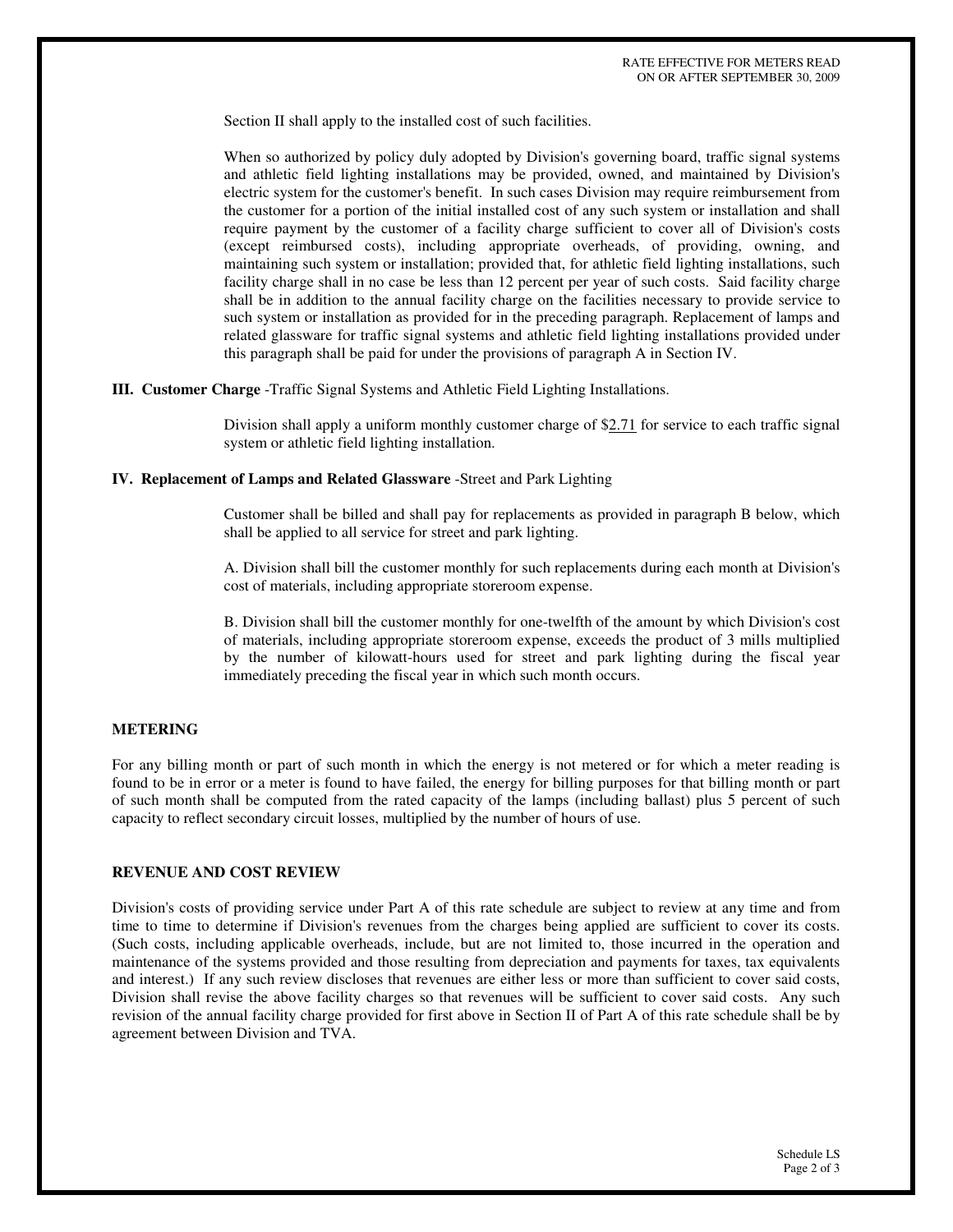Section II shall apply to the installed cost of such facilities.

When so authorized by policy duly adopted by Division's governing board, traffic signal systems and athletic field lighting installations may be provided, owned, and maintained by Division's electric system for the customer's benefit. In such cases Division may require reimbursement from the customer for a portion of the initial installed cost of any such system or installation and shall require payment by the customer of a facility charge sufficient to cover all of Division's costs (except reimbursed costs), including appropriate overheads, of providing, owning, and maintaining such system or installation; provided that, for athletic field lighting installations, such facility charge shall in no case be less than 12 percent per year of such costs. Said facility charge shall be in addition to the annual facility charge on the facilities necessary to provide service to such system or installation as provided for in the preceding paragraph. Replacement of lamps and related glassware for traffic signal systems and athletic field lighting installations provided under this paragraph shall be paid for under the provisions of paragraph A in Section IV.

**III. Customer Charge** -Traffic Signal Systems and Athletic Field Lighting Installations.

Division shall apply a uniform monthly customer charge of $2.71 for service to each traffic signal system or athletic field lighting installation.

**IV. Replacement of Lamps and Related Glassware** -Street and Park Lighting

Customer shall be billed and shall pay for replacements as provided in paragraph B below, which shall be applied to all service for street and park lighting.

A. Division shall bill the customer monthly for such replacements during each month at Division's cost of materials, including appropriate storeroom expense.

B. Division shall bill the customer monthly for one-twelfth of the amount by which Division's cost of materials, including appropriate storeroom expense, exceeds the product of 3 mills multiplied by the number of kilowatt-hours used for street and park lighting during the fiscal year immediately preceding the fiscal year in which such month occurs.

## METERING

For any billing month or part of such month in which the energy is not metered or for which a meter reading is found to be in error or a meter is found to have failed, the energy for billing purposes for that billing month or part of such month shall be computed from the rated capacity of the lamps (including ballast) plus 5 percent of such capacity to reflect secondary circuit losses, multiplied by the number of hours of use.

## REVENUE AND COST REVIEW

Division's costs of providing service under Part A of this rate schedule are subject to review at any time and from time to time to determine if Division's revenues from the charges being applied are sufficient to cover its costs. (Such costs, including applicable overheads, include, but are not limited to, those incurred in the operation and maintenance of the systems provided and those resulting from depreciation and payments for taxes, tax equivalents and interest.) If any such review discloses that revenues are either less or more than sufficient to cover said costs, Division shall revise the above facility charges so that revenues will be sufficient to cover said costs. Any such revision of the annual facility charge provided for first above in Section II of Part A of this rate schedule shall be by agreement between Division and TVA.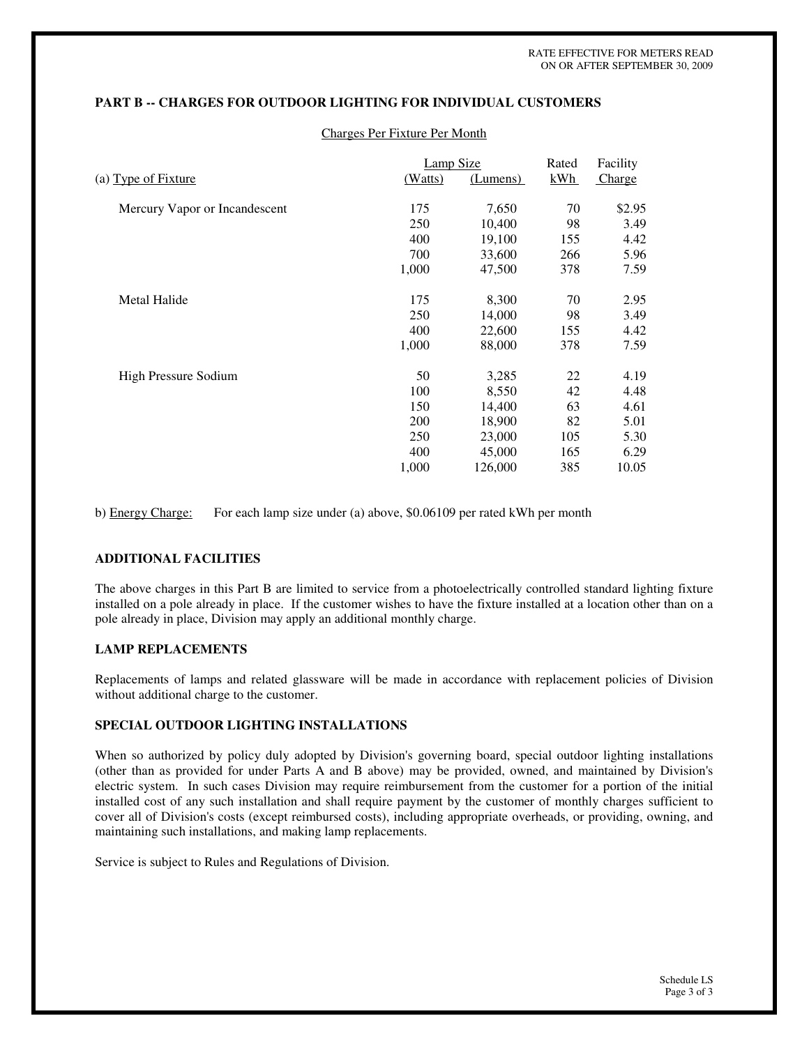RATE EFFECTIVE FOR METERS READ
ON OR AFTER SEPTEMBER 30, 2009

## PART B -- CHARGES FOR OUTDOOR LIGHTING FOR INDIVIDUAL CUSTOMERS

Charges Per Fixture Per Month

| (a) Type of Fixture | Lamp Size (Watts) | Lamp Size (Lumens) | Rated kWh | Facility Charge |
|---|---|---|---|---|
| Mercury Vapor or Incandescent | 175 | 7,650 | 70 | $2.95 |
| | 250 | 10,400 | 98 | 3.49 |
| | 400 | 19,100 | 155 | 4.42 |
| | 700 | 33,600 | 266 | 5.96 |
| | 1,000 | 47,500 | 378 | 7.59 |
| Metal Halide | 175 | 8,300 | 70 | 2.95 |
| | 250 | 14,000 | 98 | 3.49 |
| | 400 | 22,600 | 155 | 4.42 |
| | 1,000 | 88,000 | 378 | 7.59 |
| High Pressure Sodium | 50 | 3,285 | 22 | 4.19 |
| | 100 | 8,550 | 42 | 4.48 |
| | 150 | 14,400 | 63 | 4.61 |
| | 200 | 18,900 | 82 | 5.01 |
| | 250 | 23,000 | 105 | 5.30 |
| | 400 | 45,000 | 165 | 6.29 |
| | 1,000 | 126,000 | 385 | 10.05 |

b) Energy Charge: For each lamp size under (a) above, $0.06109 per rated kWh per month

### ADDITIONAL FACILITIES

The above charges in this Part B are limited to service from a photoelectrically controlled standard lighting fixture installed on a pole already in place. If the customer wishes to have the fixture installed at a location other than on a pole already in place, Division may apply an additional monthly charge.

### LAMP REPLACEMENTS

Replacements of lamps and related glassware will be made in accordance with replacement policies of Division without additional charge to the customer.

### SPECIAL OUTDOOR LIGHTING INSTALLATIONS

When so authorized by policy duly adopted by Division's governing board, special outdoor lighting installations (other than as provided for under Parts A and B above) may be provided, owned, and maintained by Division's electric system. In such cases Division may require reimbursement from the customer for a portion of the initial installed cost of any such installation and shall require payment by the customer of monthly charges sufficient to cover all of Division's costs (except reimbursed costs), including appropriate overheads, or providing, owning, and maintaining such installations, and making lamp replacements.

Service is subject to Rules and Regulations of Division.

Schedule LS